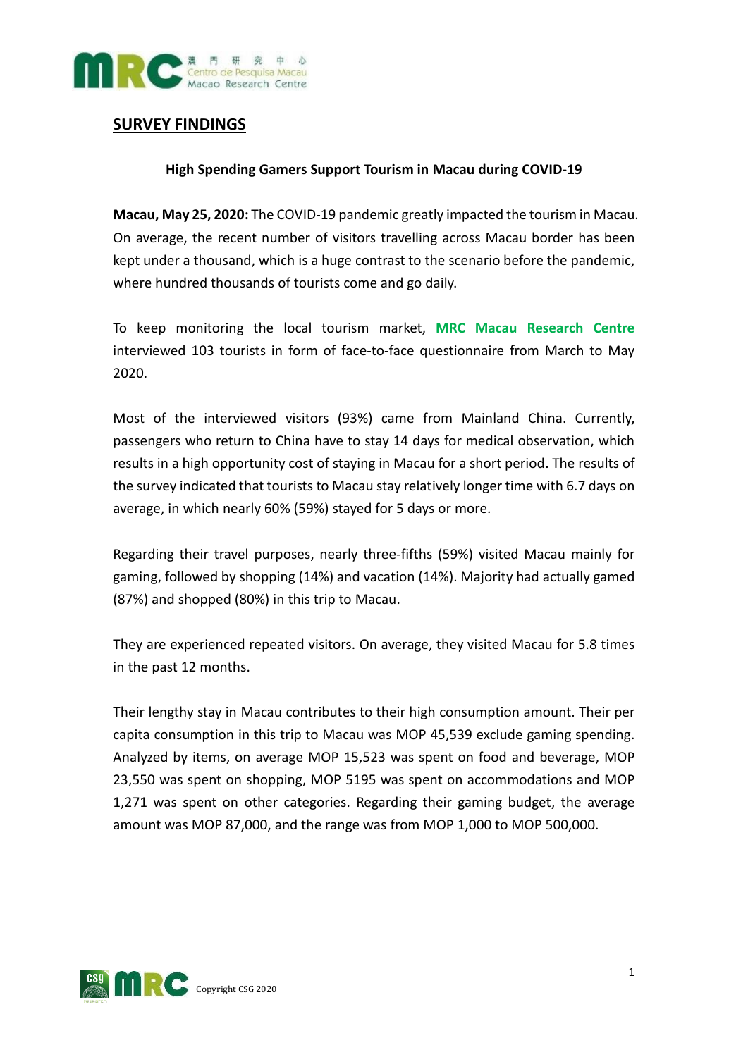## SURVEY FINDINGS

**High Spending Gamers Support Tourism in Macau during COVID-19**

**Macau, May 25, 2020:** The COVID-19 pandemic greatly impacted the tourism in Macau. On average, the recent number of visitors travelling across Macau border has been kept under a thousand, which is a huge contrast to the scenario before the pandemic, where hundred thousands of tourists come and go daily.

To keep monitoring the local tourism market, **MRC Macau Research Centre** interviewed 103 tourists in form of face-to-face questionnaire from March to May 2020.

Most of the interviewed visitors (93%) came from Mainland China. Currently, passengers who return to China have to stay 14 days for medical observation, which results in a high opportunity cost of staying in Macau for a short period. The results of the survey indicated that tourists to Macau stay relatively longer time with 6.7 days on average, in which nearly 60% (59%) stayed for 5 days or more.

Regarding their travel purposes, nearly three-fifths (59%) visited Macau mainly for gaming, followed by shopping (14%) and vacation (14%). Majority had actually gamed (87%) and shopped (80%) in this trip to Macau.

They are experienced repeated visitors. On average, they visited Macau for 5.8 times in the past 12 months.

Their lengthy stay in Macau contributes to their high consumption amount. Their per capita consumption in this trip to Macau was MOP 45,539 exclude gaming spending. Analyzed by items, on average MOP 15,523 was spent on food and beverage, MOP 23,550 was spent on shopping, MOP 5195 was spent on accommodations and MOP 1,271 was spent on other categories. Regarding their gaming budget, the average amount was MOP 87,000, and the range was from MOP 1,000 to MOP 500,000.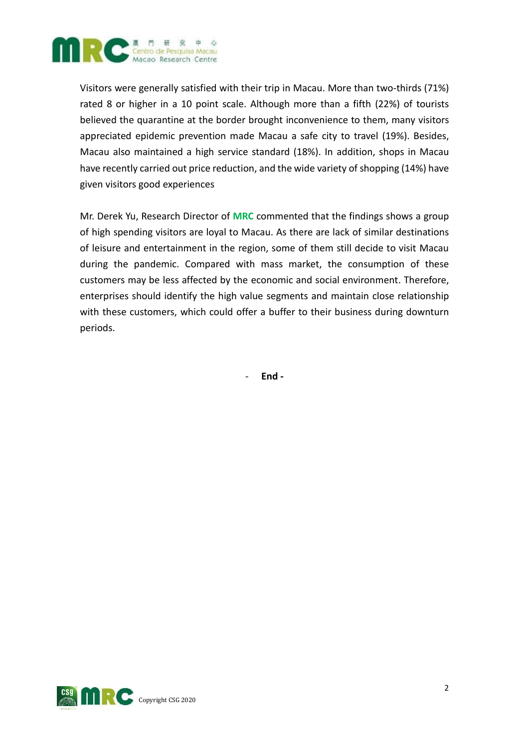Visitors were generally satisfied with their trip in Macau. More than two-thirds (71%) rated 8 or higher in a 10 point scale. Although more than a fifth (22%) of tourists believed the quarantine at the border brought inconvenience to them, many visitors appreciated epidemic prevention made Macau a safe city to travel (19%). Besides, Macau also maintained a high service standard (18%). In addition, shops in Macau have recently carried out price reduction, and the wide variety of shopping (14%) have given visitors good experiences

Mr. Derek Yu, Research Director of **MRC** commented that the findings shows a group of high spending visitors are loyal to Macau. As there are lack of similar destinations of leisure and entertainment in the region, some of them still decide to visit Macau during the pandemic. Compared with mass market, the consumption of these customers may be less affected by the economic and social environment. Therefore, enterprises should identify the high value segments and maintain close relationship with these customers, which could offer a buffer to their business during downturn periods.

\- **End -**